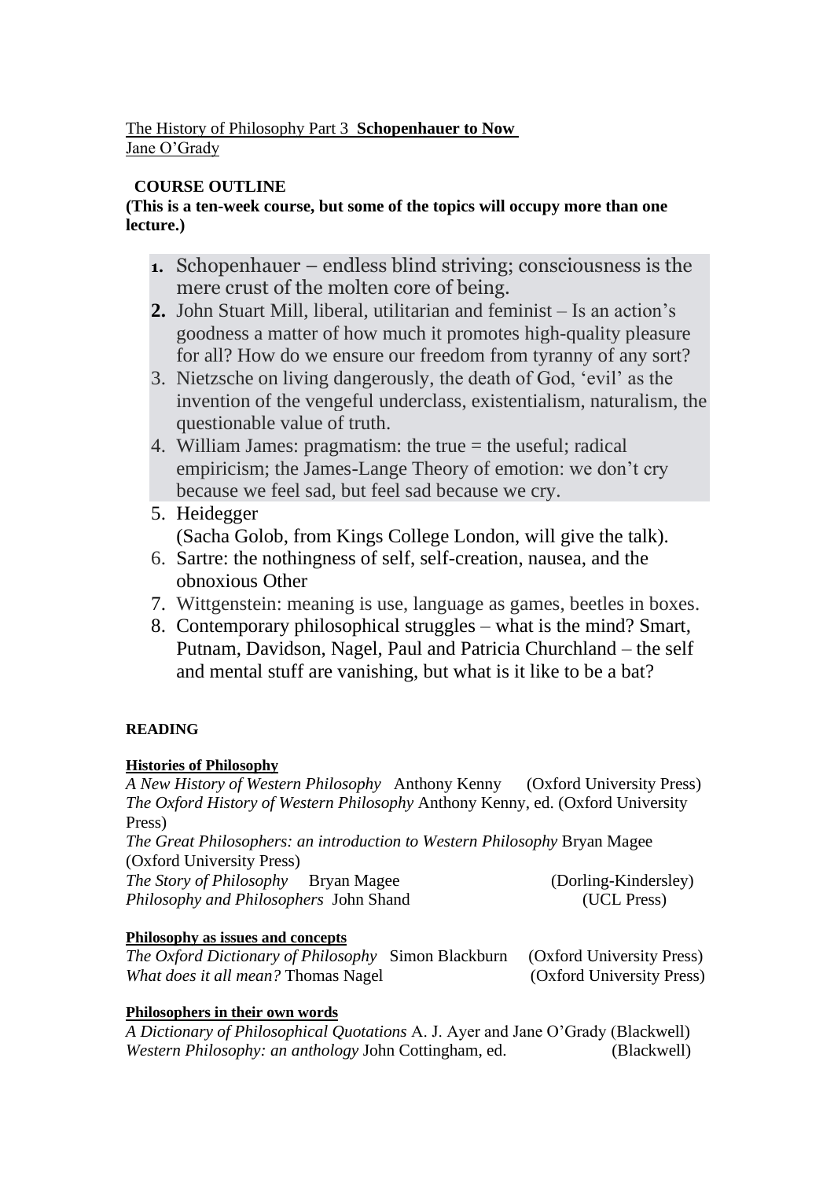The History of Philosophy Part 3 **Schopenhauer to Now**
Jane O'Grady

## COURSE OUTLINE

**(This is a ten-week course, but some of the topics will occupy more than one lecture.)**

1. Schopenhauer – endless blind striving; consciousness is the mere crust of the molten core of being.
2. John Stuart Mill, liberal, utilitarian and feminist – Is an action's goodness a matter of how much it promotes high-quality pleasure for all? How do we ensure our freedom from tyranny of any sort?
3. Nietzsche on living dangerously, the death of God, 'evil' as the invention of the vengeful underclass, existentialism, naturalism, the questionable value of truth.
4. William James: pragmatism: the true = the useful; radical empiricism; the James-Lange Theory of emotion: we don't cry because we feel sad, but feel sad because we cry.
5. Heidegger
   (Sacha Golob, from Kings College London, will give the talk).
6. Sartre: the nothingness of self, self-creation, nausea, and the obnoxious Other
7. Wittgenstein: meaning is use, language as games, beetles in boxes.
8. Contemporary philosophical struggles – what is the mind? Smart, Putnam, Davidson, Nagel, Paul and Patricia Churchland – the self and mental stuff are vanishing, but what is it like to be a bat?

## READING

### Histories of Philosophy

*A New History of Western Philosophy* Anthony Kenny (Oxford University Press)
*The Oxford History of Western Philosophy* Anthony Kenny, ed. (Oxford University Press)
*The Great Philosophers: an introduction to Western Philosophy* Bryan Magee (Oxford University Press)
*The Story of Philosophy* Bryan Magee (Dorling-Kindersley)
*Philosophy and Philosophers* John Shand (UCL Press)

### Philosophy as issues and concepts

*The Oxford Dictionary of Philosophy* Simon Blackburn (Oxford University Press)
*What does it all mean?* Thomas Nagel (Oxford University Press)

### Philosophers in their own words

*A Dictionary of Philosophical Quotations* A. J. Ayer and Jane O'Grady (Blackwell)
*Western Philosophy: an anthology* John Cottingham, ed. (Blackwell)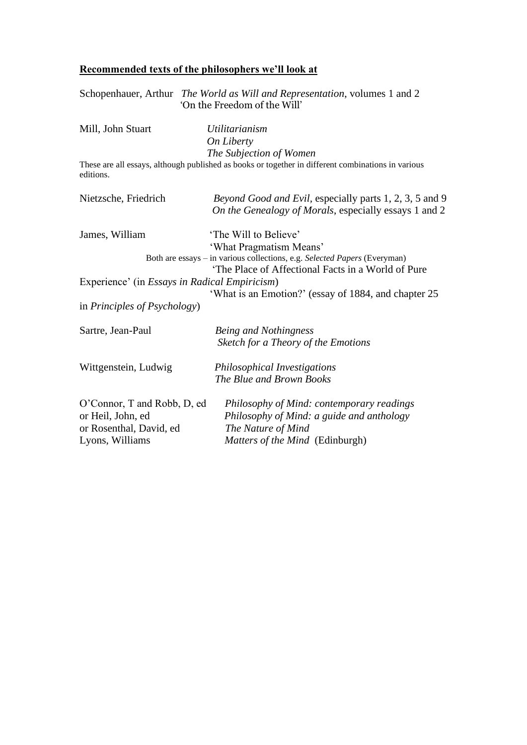**Recommended texts of the philosophers we'll look at**

Schopenhauer, Arthur *The World as Will and Representation*, volumes 1 and 2
'On the Freedom of the Will'

Mill, John Stuart *Utilitarianism*
*On Liberty*
*The Subjection of Women*

These are all essays, although published as books or together in different combinations in various editions.

Nietzsche, Friedrich *Beyond Good and Evil*, especially parts 1, 2, 3, 5 and 9
*On the Genealogy of Morals*, especially essays 1 and 2

James, William 'The Will to Believe'
'What Pragmatism Means'
Both are essays – in various collections, e.g. *Selected Papers* (Everyman)
'The Place of Affectional Facts in a World of Pure Experience' (in *Essays in Radical Empiricism*)
'What is an Emotion?' (essay of 1884, and chapter 25 in *Principles of Psychology*)

Sartre, Jean-Paul *Being and Nothingness*
*Sketch for a Theory of the Emotions*

Wittgenstein, Ludwig *Philosophical Investigations*
*The Blue and Brown Books*

O'Connor, T and Robb, D, ed *Philosophy of Mind: contemporary readings*
or Heil, John, ed *Philosophy of Mind: a guide and anthology*
or Rosenthal, David, ed *The Nature of Mind*
Lyons, Williams *Matters of the Mind* (Edinburgh)